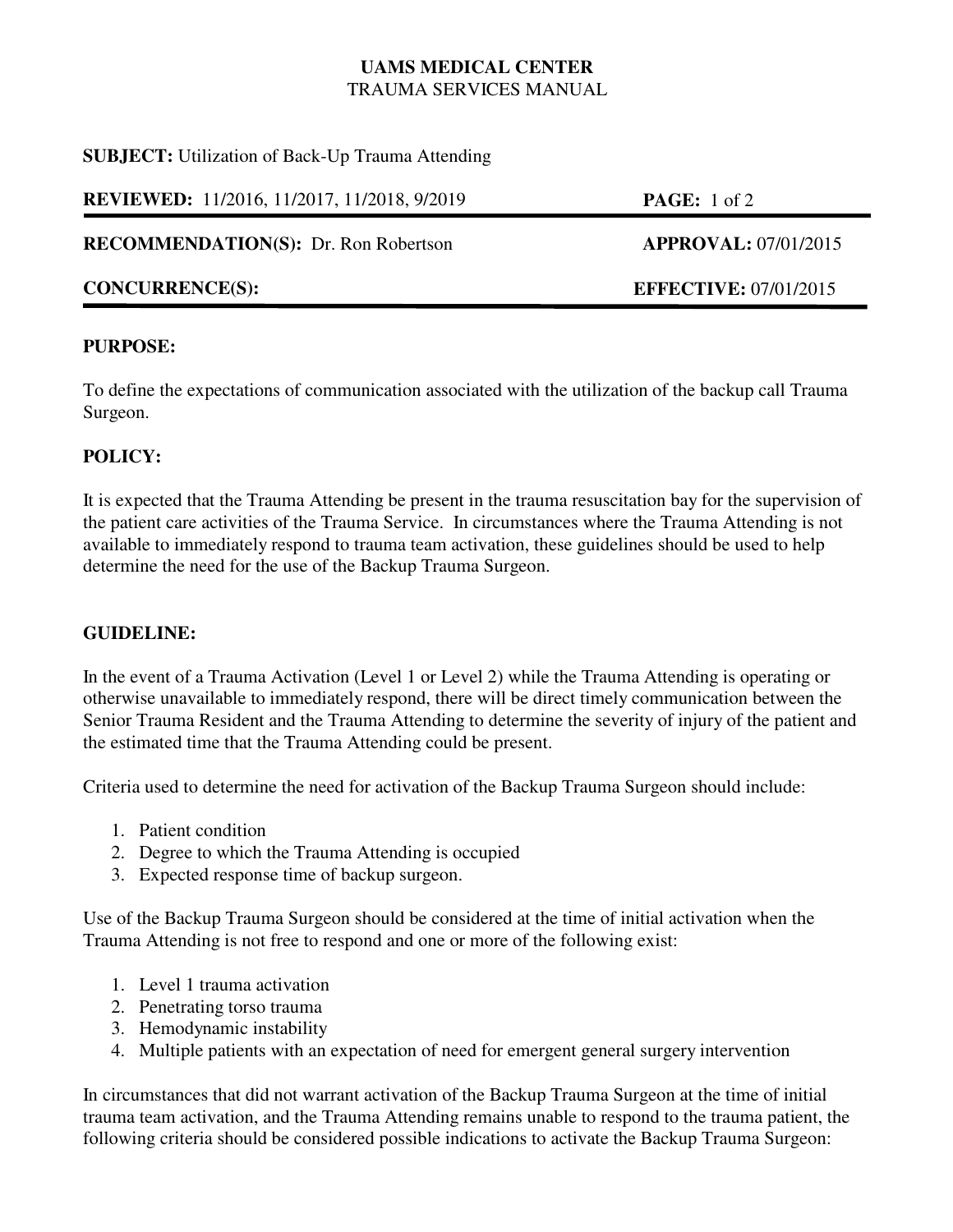# UAMS MEDICAL CENTER
TRAUMA SERVICES MANUAL

**SUBJECT:** Utilization of Back-Up Trauma Attending

**REVIEWED:** 11/2016, 11/2017, 11/2018, 9/2019

**RECOMMENDATION(S):** Dr. Ron Robertson | **APPROVAL:** 07/01/2015

**CONCURRENCE(S):** | **EFFECTIVE:** 07/01/2015

## PURPOSE:

To define the expectations of communication associated with the utilization of the backup call Trauma Surgeon.

## POLICY:

It is expected that the Trauma Attending be present in the trauma resuscitation bay for the supervision of the patient care activities of the Trauma Service. In circumstances where the Trauma Attending is not available to immediately respond to trauma team activation, these guidelines should be used to help determine the need for the use of the Backup Trauma Surgeon.

## GUIDELINE:

In the event of a Trauma Activation (Level 1 or Level 2) while the Trauma Attending is operating or otherwise unavailable to immediately respond, there will be direct timely communication between the Senior Trauma Resident and the Trauma Attending to determine the severity of injury of the patient and the estimated time that the Trauma Attending could be present.

Criteria used to determine the need for activation of the Backup Trauma Surgeon should include:

1. Patient condition
2. Degree to which the Trauma Attending is occupied
3. Expected response time of backup surgeon.

Use of the Backup Trauma Surgeon should be considered at the time of initial activation when the Trauma Attending is not free to respond and one or more of the following exist:

1. Level 1 trauma activation
2. Penetrating torso trauma
3. Hemodynamic instability
4. Multiple patients with an expectation of need for emergent general surgery intervention

In circumstances that did not warrant activation of the Backup Trauma Surgeon at the time of initial trauma team activation, and the Trauma Attending remains unable to respond to the trauma patient, the following criteria should be considered possible indications to activate the Backup Trauma Surgeon: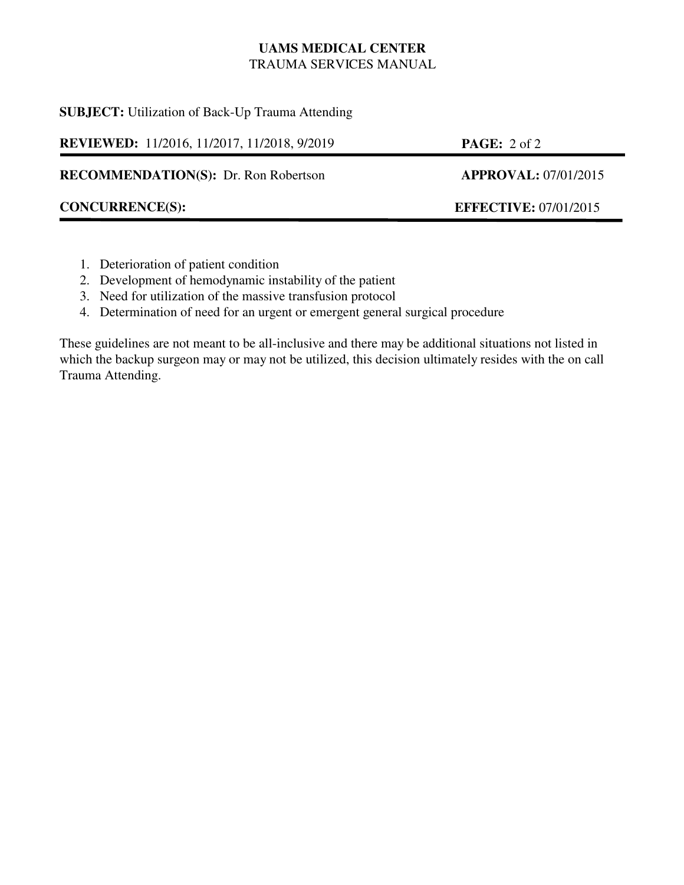1. Deterioration of patient condition
2. Development of hemodynamic instability of the patient
3. Need for utilization of the massive transfusion protocol
4. Determination of need for an urgent or emergent general surgical procedure

These guidelines are not meant to be all-inclusive and there may be additional situations not listed in which the backup surgeon may or may not be utilized, this decision ultimately resides with the on call Trauma Attending.